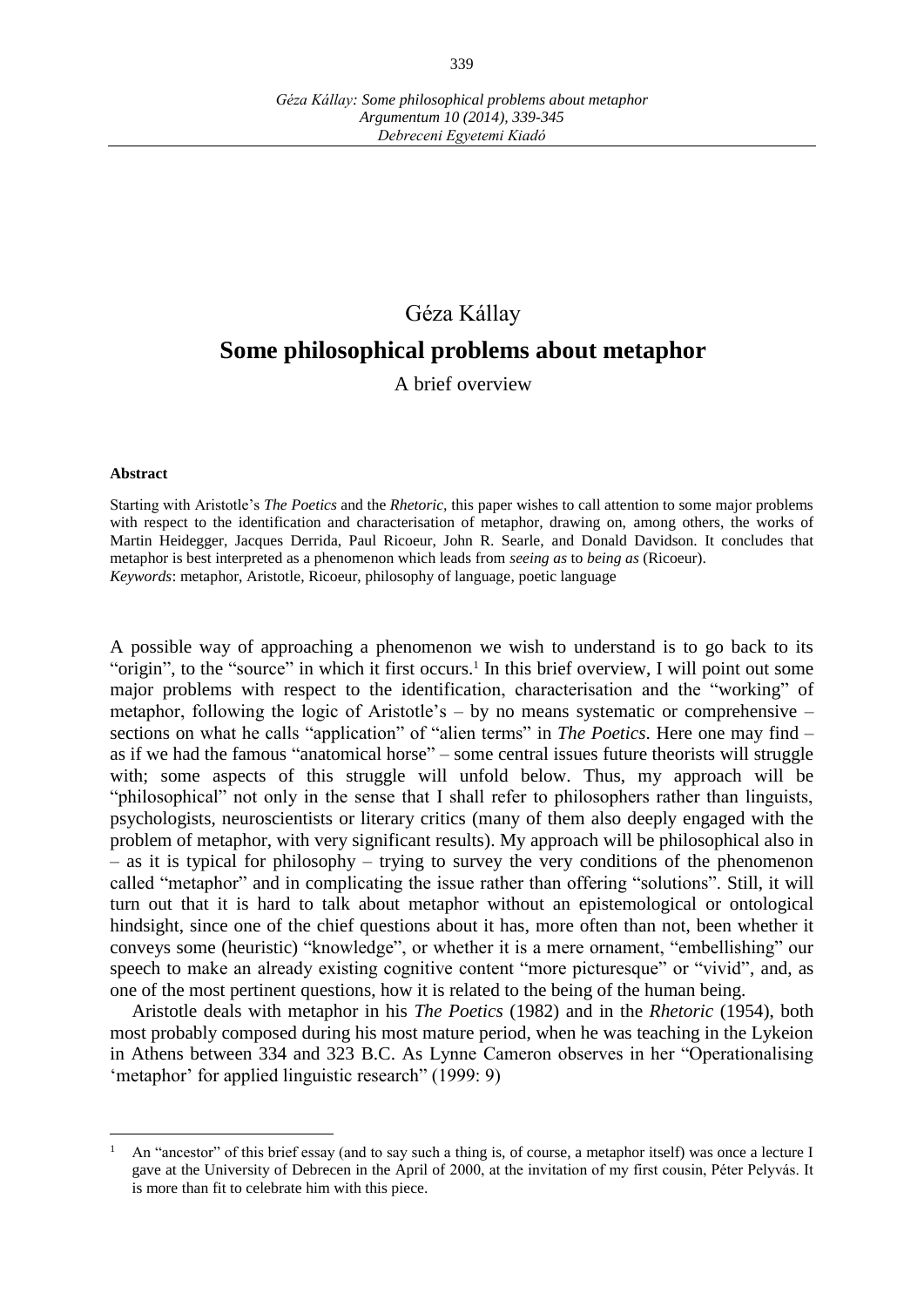Géza Kállay

# Some philosophical problems about metaphor

A brief overview

**Abstract**

Starting with Aristotle's *The Poetics* and the *Rhetoric*, this paper wishes to call attention to some major problems with respect to the identification and characterisation of metaphor, drawing on, among others, the works of Martin Heidegger, Jacques Derrida, Paul Ricoeur, John R. Searle, and Donald Davidson. It concludes that metaphor is best interpreted as a phenomenon which leads from *seeing as* to *being as* (Ricoeur).
*Keywords*: metaphor, Aristotle, Ricoeur, philosophy of language, poetic language

A possible way of approaching a phenomenon we wish to understand is to go back to its "origin", to the "source" in which it first occurs.[1] In this brief overview, I will point out some major problems with respect to the identification, characterisation and the "working" of metaphor, following the logic of Aristotle's – by no means systematic or comprehensive – sections on what he calls "application" of "alien terms" in *The Poetics*. Here one may find – as if we had the famous "anatomical horse" – some central issues future theorists will struggle with; some aspects of this struggle will unfold below. Thus, my approach will be "philosophical" not only in the sense that I shall refer to philosophers rather than linguists, psychologists, neuroscientists or literary critics (many of them also deeply engaged with the problem of metaphor, with very significant results). My approach will be philosophical also in – as it is typical for philosophy – trying to survey the very conditions of the phenomenon called "metaphor" and in complicating the issue rather than offering "solutions". Still, it will turn out that it is hard to talk about metaphor without an epistemological or ontological hindsight, since one of the chief questions about it has, more often than not, been whether it conveys some (heuristic) "knowledge", or whether it is a mere ornament, "embellishing" our speech to make an already existing cognitive content "more picturesque" or "vivid", and, as one of the most pertinent questions, how it is related to the being of the human being.

Aristotle deals with metaphor in his *The Poetics* (1982) and in the *Rhetoric* (1954), both most probably composed during his most mature period, when he was teaching in the Lykeion in Athens between 334 and 323 B.C. As Lynne Cameron observes in her "Operationalising 'metaphor' for applied linguistic research" (1999: 9)

---

[1] An "ancestor" of this brief essay (and to say such a thing is, of course, a metaphor itself) was once a lecture I gave at the University of Debrecen in the April of 2000, at the invitation of my first cousin, Péter Pelyvás. It is more than fit to celebrate him with this piece.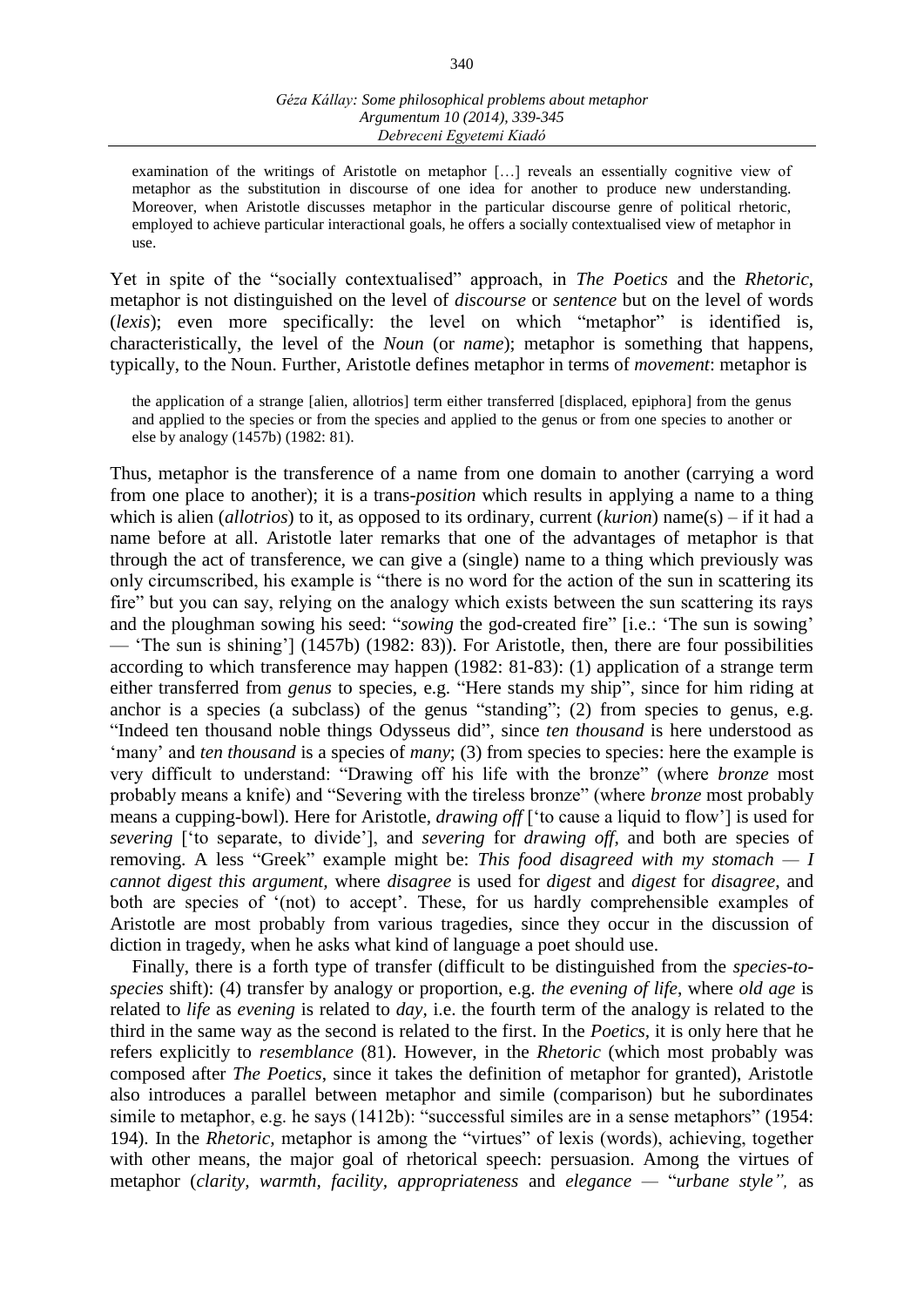> examination of the writings of Aristotle on metaphor […] reveals an essentially cognitive view of metaphor as the substitution in discourse of one idea for another to produce new understanding. Moreover, when Aristotle discusses metaphor in the particular discourse genre of political rhetoric, employed to achieve particular interactional goals, he offers a socially contextualised view of metaphor in use.

Yet in spite of the "socially contextualised" approach, in *The Poetics* and the *Rhetoric*, metaphor is not distinguished on the level of *discourse* or *sentence* but on the level of words (*lexis*); even more specifically: the level on which "metaphor" is identified is, characteristically, the level of the *Noun* (or *name*); metaphor is something that happens, typically, to the Noun. Further, Aristotle defines metaphor in terms of *movement*: metaphor is

> the application of a strange [alien, allotrios] term either transferred [displaced, epiphora] from the genus and applied to the species or from the species and applied to the genus or from one species to another or else by analogy (1457b) (1982: 81).

Thus, metaphor is the transference of a name from one domain to another (carrying a word from one place to another); it is a trans-*position* which results in applying a name to a thing which is alien (*allotrios*) to it, as opposed to its ordinary, current (*kurion*) name(s) – if it had a name before at all. Aristotle later remarks that one of the advantages of metaphor is that through the act of transference, we can give a (single) name to a thing which previously was only circumscribed, his example is "there is no word for the action of the sun in scattering its fire" but you can say, relying on the analogy which exists between the sun scattering its rays and the ploughman sowing his seed: "*sowing* the god-created fire" [i.e.: 'The sun is sowing' — 'The sun is shining'] (1457b) (1982: 83)). For Aristotle, then, there are four possibilities according to which transference may happen (1982: 81-83): (1) application of a strange term either transferred from *genus* to species, e.g. "Here stands my ship", since for him riding at anchor is a species (a subclass) of the genus "standing"; (2) from species to genus, e.g. "Indeed ten thousand noble things Odysseus did", since *ten thousand* is here understood as 'many' and *ten thousand* is a species of *many*; (3) from species to species: here the example is very difficult to understand: "Drawing off his life with the bronze" (where *bronze* most probably means a knife) and "Severing with the tireless bronze" (where *bronze* most probably means a cupping-bowl). Here for Aristotle, *drawing off* ['to cause a liquid to flow'] is used for *severing* ['to separate, to divide'], and *severing* for *drawing off*, and both are species of removing. A less "Greek" example might be: *This food disagreed with my stomach — I cannot digest this argument*, where *disagree* is used for *digest* and *digest* for *disagree*, and both are species of '(not) to accept'. These, for us hardly comprehensible examples of Aristotle are most probably from various tragedies, since they occur in the discussion of diction in tragedy, when he asks what kind of language a poet should use.

Finally, there is a forth type of transfer (difficult to be distinguished from the *species-to-species* shift): (4) transfer by analogy or proportion, e.g. *the evening of life*, where *old age* is related to *life* as *evening* is related to *day*, i.e. the fourth term of the analogy is related to the third in the same way as the second is related to the first. In the *Poetics*, it is only here that he refers explicitly to *resemblance* (81). However, in the *Rhetoric* (which most probably was composed after *The Poetics*, since it takes the definition of metaphor for granted), Aristotle also introduces a parallel between metaphor and simile (comparison) but he subordinates simile to metaphor, e.g. he says (1412b): "successful similes are in a sense metaphors" (1954: 194). In the *Rhetoric*, metaphor is among the "virtues" of lexis (words), achieving, together with other means, the major goal of rhetorical speech: persuasion. Among the virtues of metaphor (*clarity, warmth, facility, appropriateness* and *elegance* — "*urbane style",* as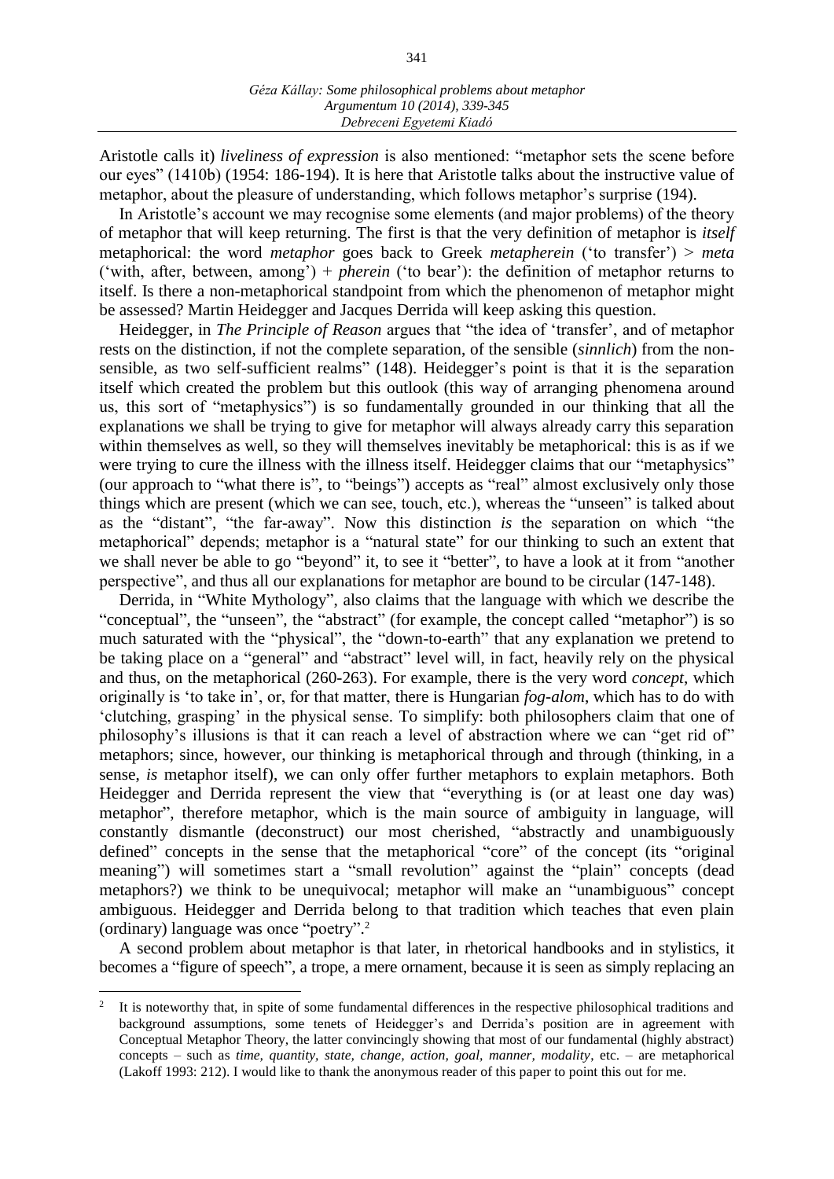Aristotle calls it) *liveliness of expression* is also mentioned: "metaphor sets the scene before our eyes" (1410b) (1954: 186-194). It is here that Aristotle talks about the instructive value of metaphor, about the pleasure of understanding, which follows metaphor's surprise (194).

In Aristotle's account we may recognise some elements (and major problems) of the theory of metaphor that will keep returning. The first is that the very definition of metaphor is *itself* metaphorical: the word *metaphor* goes back to Greek *metapherein* ('to transfer') > *meta* ('with, after, between, among') + *pherein* ('to bear'): the definition of metaphor returns to itself. Is there a non-metaphorical standpoint from which the phenomenon of metaphor might be assessed? Martin Heidegger and Jacques Derrida will keep asking this question.

Heidegger, in *The Principle of Reason* argues that "the idea of 'transfer', and of metaphor rests on the distinction, if not the complete separation, of the sensible (*sinnlich*) from the non-sensible, as two self-sufficient realms" (148). Heidegger's point is that it is the separation itself which created the problem but this outlook (this way of arranging phenomena around us, this sort of "metaphysics") is so fundamentally grounded in our thinking that all the explanations we shall be trying to give for metaphor will always already carry this separation within themselves as well, so they will themselves inevitably be metaphorical: this is as if we were trying to cure the illness with the illness itself. Heidegger claims that our "metaphysics" (our approach to "what there is", to "beings") accepts as "real" almost exclusively only those things which are present (which we can see, touch, etc.), whereas the "unseen" is talked about as the "distant", "the far-away". Now this distinction *is* the separation on which "the metaphorical" depends; metaphor is a "natural state" for our thinking to such an extent that we shall never be able to go "beyond" it, to see it "better", to have a look at it from "another perspective", and thus all our explanations for metaphor are bound to be circular (147-148).

Derrida, in "White Mythology", also claims that the language with which we describe the "conceptual", the "unseen", the "abstract" (for example, the concept called "metaphor") is so much saturated with the "physical", the "down-to-earth" that any explanation we pretend to be taking place on a "general" and "abstract" level will, in fact, heavily rely on the physical and thus, on the metaphorical (260-263). For example, there is the very word *concept*, which originally is 'to take in', or, for that matter, there is Hungarian *fog-alom*, which has to do with 'clutching, grasping' in the physical sense. To simplify: both philosophers claim that one of philosophy's illusions is that it can reach a level of abstraction where we can "get rid of" metaphors; since, however, our thinking is metaphorical through and through (thinking, in a sense, *is* metaphor itself), we can only offer further metaphors to explain metaphors. Both Heidegger and Derrida represent the view that "everything is (or at least one day was) metaphor", therefore metaphor, which is the main source of ambiguity in language, will constantly dismantle (deconstruct) our most cherished, "abstractly and unambiguously defined" concepts in the sense that the metaphorical "core" of the concept (its "original meaning") will sometimes start a "small revolution" against the "plain" concepts (dead metaphors?) we think to be unequivocal; metaphor will make an "unambiguous" concept ambiguous. Heidegger and Derrida belong to that tradition which teaches that even plain (ordinary) language was once "poetry".[2]

A second problem about metaphor is that later, in rhetorical handbooks and in stylistics, it becomes a "figure of speech", a trope, a mere ornament, because it is seen as simply replacing an

---

[2] It is noteworthy that, in spite of some fundamental differences in the respective philosophical traditions and background assumptions, some tenets of Heidegger's and Derrida's position are in agreement with Conceptual Metaphor Theory, the latter convincingly showing that most of our fundamental (highly abstract) concepts – such as *time, quantity, state, change, action, goal, manner, modality*, etc. – are metaphorical (Lakoff 1993: 212). I would like to thank the anonymous reader of this paper to point this out for me.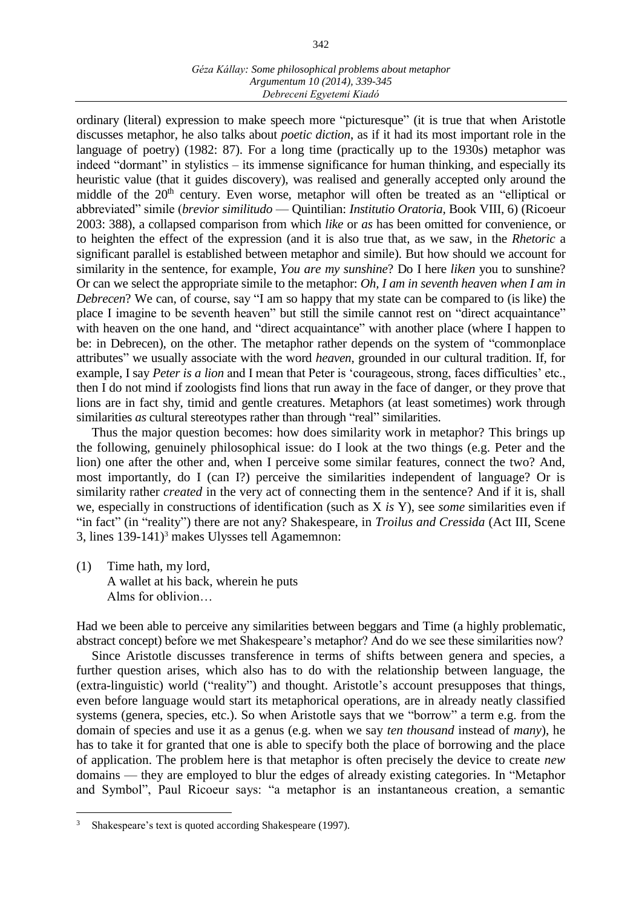ordinary (literal) expression to make speech more "picturesque" (it is true that when Aristotle discusses metaphor, he also talks about *poetic diction*, as if it had its most important role in the language of poetry) (1982: 87). For a long time (practically up to the 1930s) metaphor was indeed "dormant" in stylistics – its immense significance for human thinking, and especially its heuristic value (that it guides discovery), was realised and generally accepted only around the middle of the 20th century. Even worse, metaphor will often be treated as an "elliptical or abbreviated" simile (*brevior similitudo* — Quintilian: *Institutio Oratoria*, Book VIII, 6) (Ricoeur 2003: 388), a collapsed comparison from which *like* or *as* has been omitted for convenience, or to heighten the effect of the expression (and it is also true that, as we saw, in the *Rhetoric* a significant parallel is established between metaphor and simile). But how should we account for similarity in the sentence, for example, *You are my sunshine*? Do I here *liken* you to sunshine? Or can we select the appropriate simile to the metaphor: *Oh, I am in seventh heaven when I am in Debrecen*? We can, of course, say "I am so happy that my state can be compared to (is like) the place I imagine to be seventh heaven" but still the simile cannot rest on "direct acquaintance" with heaven on the one hand, and "direct acquaintance" with another place (where I happen to be: in Debrecen), on the other. The metaphor rather depends on the system of "commonplace attributes" we usually associate with the word *heaven*, grounded in our cultural tradition. If, for example, I say *Peter is a lion* and I mean that Peter is 'courageous, strong, faces difficulties' etc., then I do not mind if zoologists find lions that run away in the face of danger, or they prove that lions are in fact shy, timid and gentle creatures. Metaphors (at least sometimes) work through similarities *as* cultural stereotypes rather than through "real" similarities.

Thus the major question becomes: how does similarity work in metaphor? This brings up the following, genuinely philosophical issue: do I look at the two things (e.g. Peter and the lion) one after the other and, when I perceive some similar features, connect the two? And, most importantly, do I (can I?) perceive the similarities independent of language? Or is similarity rather *created* in the very act of connecting them in the sentence? And if it is, shall we, especially in constructions of identification (such as X *is* Y), see *some* similarities even if "in fact" (in "reality") there are not any? Shakespeare, in *Troilus and Cressida* (Act III, Scene 3, lines 139-141)[3] makes Ulysses tell Agamemnon:

(1) Time hath, my lord,
A wallet at his back, wherein he puts
Alms for oblivion…

Had we been able to perceive any similarities between beggars and Time (a highly problematic, abstract concept) before we met Shakespeare's metaphor? And do we see these similarities now?

Since Aristotle discusses transference in terms of shifts between genera and species, a further question arises, which also has to do with the relationship between language, the (extra-linguistic) world ("reality") and thought. Aristotle's account presupposes that things, even before language would start its metaphorical operations, are in already neatly classified systems (genera, species, etc.). So when Aristotle says that we "borrow" a term e.g. from the domain of species and use it as a genus (e.g. when we say *ten thousand* instead of *many*), he has to take it for granted that one is able to specify both the place of borrowing and the place of application. The problem here is that metaphor is often precisely the device to create *new* domains — they are employed to blur the edges of already existing categories. In "Metaphor and Symbol", Paul Ricoeur says: "a metaphor is an instantaneous creation, a semantic

[3] Shakespeare's text is quoted according Shakespeare (1997).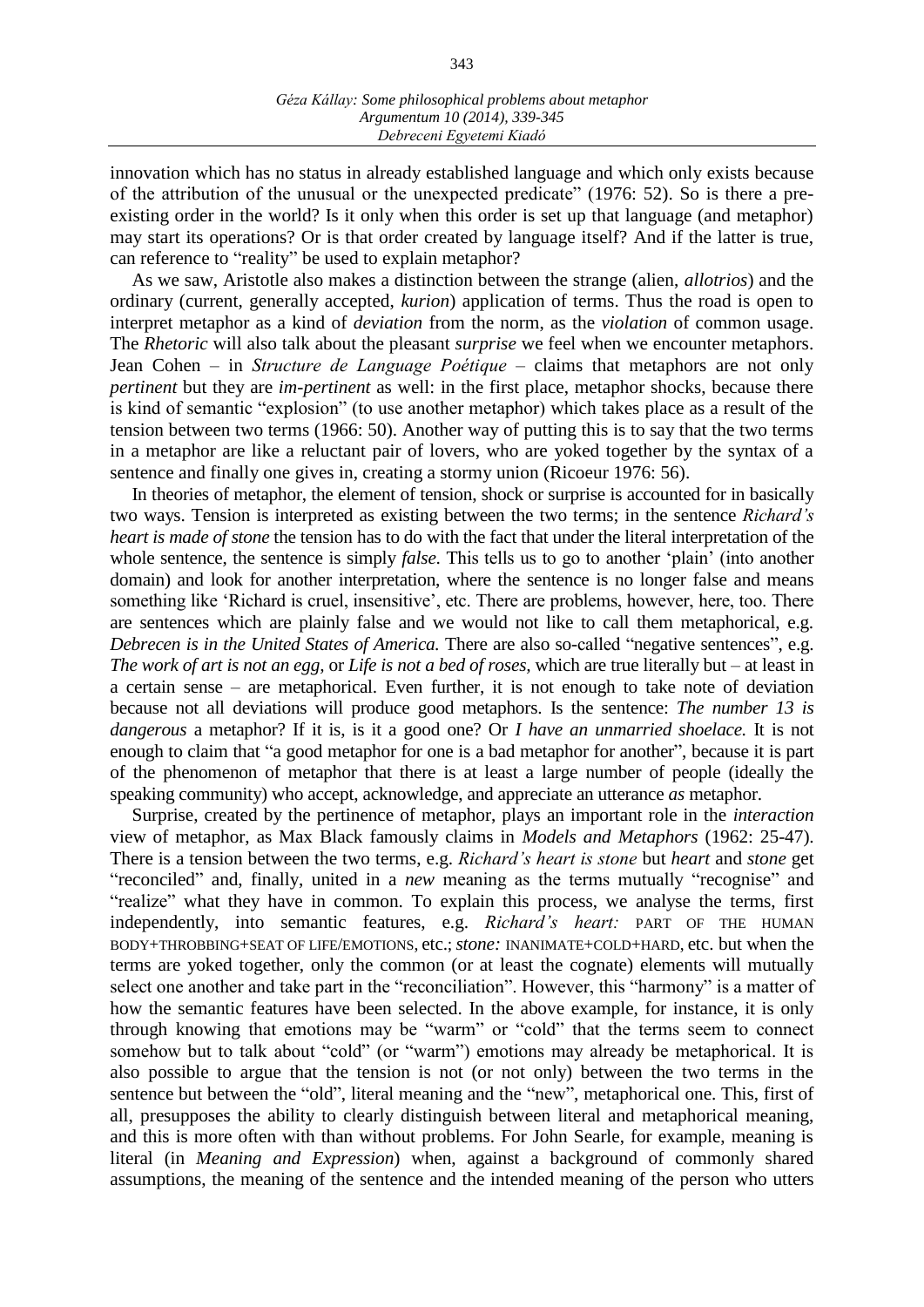innovation which has no status in already established language and which only exists because of the attribution of the unusual or the unexpected predicate" (1976: 52). So is there a pre-existing order in the world? Is it only when this order is set up that language (and metaphor) may start its operations? Or is that order created by language itself? And if the latter is true, can reference to "reality" be used to explain metaphor?

As we saw, Aristotle also makes a distinction between the strange (alien, *allotrios*) and the ordinary (current, generally accepted, *kurion*) application of terms. Thus the road is open to interpret metaphor as a kind of *deviation* from the norm, as the *violation* of common usage. The *Rhetoric* will also talk about the pleasant *surprise* we feel when we encounter metaphors. Jean Cohen – in *Structure de Language Poétique* – claims that metaphors are not only *pertinent* but they are *im-pertinent* as well: in the first place, metaphor shocks, because there is kind of semantic "explosion" (to use another metaphor) which takes place as a result of the tension between two terms (1966: 50). Another way of putting this is to say that the two terms in a metaphor are like a reluctant pair of lovers, who are yoked together by the syntax of a sentence and finally one gives in, creating a stormy union (Ricoeur 1976: 56).

In theories of metaphor, the element of tension, shock or surprise is accounted for in basically two ways. Tension is interpreted as existing between the two terms; in the sentence *Richard's heart is made of stone* the tension has to do with the fact that under the literal interpretation of the whole sentence, the sentence is simply *false*. This tells us to go to another 'plain' (into another domain) and look for another interpretation, where the sentence is no longer false and means something like 'Richard is cruel, insensitive', etc. There are problems, however, here, too. There are sentences which are plainly false and we would not like to call them metaphorical, e.g. *Debrecen is in the United States of America.* There are also so-called "negative sentences", e.g. *The work of art is not an egg,* or *Life is not a bed of roses*, which are true literally but – at least in a certain sense – are metaphorical. Even further, it is not enough to take note of deviation because not all deviations will produce good metaphors. Is the sentence: *The number 13 is dangerous* a metaphor? If it is, is it a good one? Or *I have an unmarried shoelace.* It is not enough to claim that "a good metaphor for one is a bad metaphor for another", because it is part of the phenomenon of metaphor that there is at least a large number of people (ideally the speaking community) who accept, acknowledge, and appreciate an utterance *as* metaphor.

Surprise, created by the pertinence of metaphor, plays an important role in the *interaction* view of metaphor, as Max Black famously claims in *Models and Metaphors* (1962: 25-47). There is a tension between the two terms, e.g. *Richard's heart is stone* but *heart* and *stone* get "reconciled" and, finally, united in a *new* meaning as the terms mutually "recognise" and "realize" what they have in common. To explain this process, we analyse the terms, first independently, into semantic features, e.g. *Richard's heart:* PART OF THE HUMAN BODY+THROBBING+SEAT OF LIFE/EMOTIONS, etc.; *stone:* INANIMATE+COLD+HARD, etc. but when the terms are yoked together, only the common (or at least the cognate) elements will mutually select one another and take part in the "reconciliation". However, this "harmony" is a matter of how the semantic features have been selected. In the above example, for instance, it is only through knowing that emotions may be "warm" or "cold" that the terms seem to connect somehow but to talk about "cold" (or "warm") emotions may already be metaphorical. It is also possible to argue that the tension is not (or not only) between the two terms in the sentence but between the "old", literal meaning and the "new", metaphorical one. This, first of all, presupposes the ability to clearly distinguish between literal and metaphorical meaning, and this is more often with than without problems. For John Searle, for example, meaning is literal (in *Meaning and Expression*) when, against a background of commonly shared assumptions, the meaning of the sentence and the intended meaning of the person who utters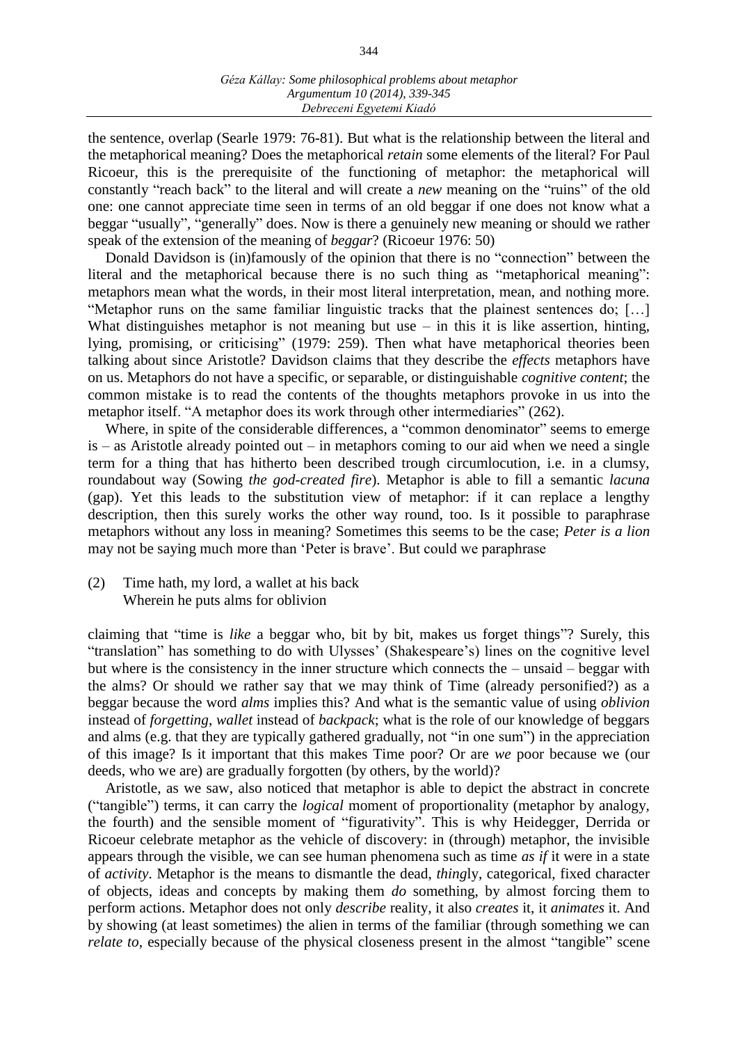the sentence, overlap (Searle 1979: 76-81). But what is the relationship between the literal and the metaphorical meaning? Does the metaphorical *retain* some elements of the literal? For Paul Ricoeur, this is the prerequisite of the functioning of metaphor: the metaphorical will constantly "reach back" to the literal and will create a *new* meaning on the "ruins" of the old one: one cannot appreciate time seen in terms of an old beggar if one does not know what a beggar "usually", "generally" does. Now is there a genuinely new meaning or should we rather speak of the extension of the meaning of *beggar*? (Ricoeur 1976: 50)

Donald Davidson is (in)famously of the opinion that there is no "connection" between the literal and the metaphorical because there is no such thing as "metaphorical meaning": metaphors mean what the words, in their most literal interpretation, mean, and nothing more. "Metaphor runs on the same familiar linguistic tracks that the plainest sentences do; […] What distinguishes metaphor is not meaning but use – in this it is like assertion, hinting, lying, promising, or criticising" (1979: 259). Then what have metaphorical theories been talking about since Aristotle? Davidson claims that they describe the *effects* metaphors have on us. Metaphors do not have a specific, or separable, or distinguishable *cognitive content*; the common mistake is to read the contents of the thoughts metaphors provoke in us into the metaphor itself. "A metaphor does its work through other intermediaries" (262).

Where, in spite of the considerable differences, a "common denominator" seems to emerge is – as Aristotle already pointed out – in metaphors coming to our aid when we need a single term for a thing that has hitherto been described trough circumlocution, i.e. in a clumsy, roundabout way (Sowing *the god-created fire*). Metaphor is able to fill a semantic *lacuna* (gap). Yet this leads to the substitution view of metaphor: if it can replace a lengthy description, then this surely works the other way round, too. Is it possible to paraphrase metaphors without any loss in meaning? Sometimes this seems to be the case; *Peter is a lion* may not be saying much more than 'Peter is brave'. But could we paraphrase

(2) Time hath, my lord, a wallet at his back
Wherein he puts alms for oblivion

claiming that "time is *like* a beggar who, bit by bit, makes us forget things"? Surely, this "translation" has something to do with Ulysses' (Shakespeare's) lines on the cognitive level but where is the consistency in the inner structure which connects the – unsaid – beggar with the alms? Or should we rather say that we may think of Time (already personified?) as a beggar because the word *alms* implies this? And what is the semantic value of using *oblivion* instead of *forgetting*, *wallet* instead of *backpack*; what is the role of our knowledge of beggars and alms (e.g. that they are typically gathered gradually, not "in one sum") in the appreciation of this image? Is it important that this makes Time poor? Or are *we* poor because we (our deeds, who we are) are gradually forgotten (by others, by the world)?

Aristotle, as we saw, also noticed that metaphor is able to depict the abstract in concrete ("tangible") terms, it can carry the *logical* moment of proportionality (metaphor by analogy, the fourth) and the sensible moment of "figurativity". This is why Heidegger, Derrida or Ricoeur celebrate metaphor as the vehicle of discovery: in (through) metaphor, the invisible appears through the visible, we can see human phenomena such as time *as if* it were in a state of *activity*. Metaphor is the means to dismantle the dead, *thing*ly, categorical, fixed character of objects, ideas and concepts by making them *do* something, by almost forcing them to perform actions. Metaphor does not only *describe* reality, it also *creates* it, it *animates* it. And by showing (at least sometimes) the alien in terms of the familiar (through something we can *relate to*, especially because of the physical closeness present in the almost "tangible" scene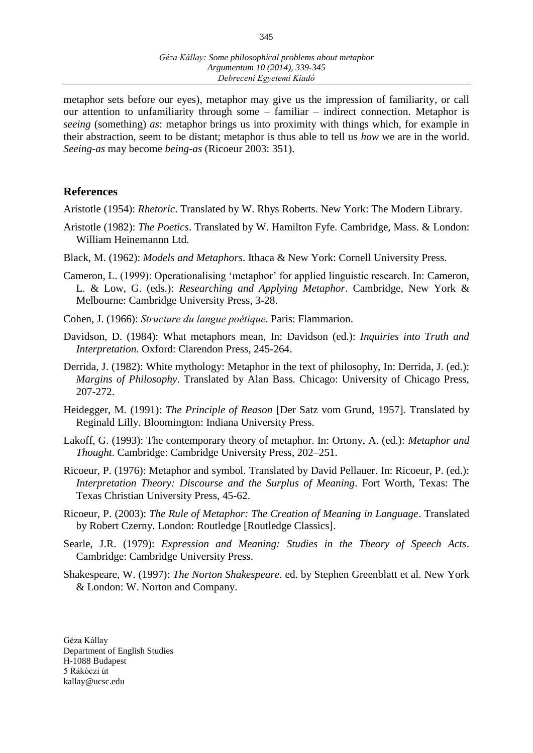metaphor sets before our eyes), metaphor may give us the impression of familiarity, or call our attention to unfamiliarity through some – familiar – indirect connection. Metaphor is *seeing* (something) *as*: metaphor brings us into proximity with things which, for example in their abstraction, seem to be distant; metaphor is thus able to tell us *how* we are in the world. *Seeing-as* may become *being-as* (Ricoeur 2003: 351).

## References

Aristotle (1954): *Rhetoric*. Translated by W. Rhys Roberts. New York: The Modern Library.

Aristotle (1982): *The Poetics*. Translated by W. Hamilton Fyfe. Cambridge, Mass. & London: William Heinemannn Ltd.

Black, M. (1962): *Models and Metaphors*. Ithaca & New York: Cornell University Press.

Cameron, L. (1999): Operationalising 'metaphor' for applied linguistic research. In: Cameron, L. & Low, G. (eds.): *Researching and Applying Metaphor*. Cambridge, New York & Melbourne: Cambridge University Press, 3-28.

Cohen, J. (1966): *Structure du langue poétique*. Paris: Flammarion.

Davidson, D. (1984): What metaphors mean, In: Davidson (ed.): *Inquiries into Truth and Interpretation.* Oxford: Clarendon Press, 245-264.

Derrida, J. (1982): White mythology: Metaphor in the text of philosophy, In: Derrida, J. (ed.): *Margins of Philosophy*. Translated by Alan Bass. Chicago: University of Chicago Press, 207-272.

Heidegger, M. (1991): *The Principle of Reason* [Der Satz vom Grund, 1957]. Translated by Reginald Lilly. Bloomington: Indiana University Press.

Lakoff, G. (1993): The contemporary theory of metaphor. In: Ortony, A. (ed.): *Metaphor and Thought*. Cambridge: Cambridge University Press, 202–251.

Ricoeur, P. (1976): Metaphor and symbol. Translated by David Pellauer. In: Ricoeur, P. (ed.): *Interpretation Theory: Discourse and the Surplus of Meaning*. Fort Worth, Texas: The Texas Christian University Press, 45-62.

Ricoeur, P. (2003): *The Rule of Metaphor: The Creation of Meaning in Language*. Translated by Robert Czerny. London: Routledge [Routledge Classics].

Searle, J.R. (1979): *Expression and Meaning: Studies in the Theory of Speech Acts*. Cambridge: Cambridge University Press.

Shakespeare, W. (1997): *The Norton Shakespeare*. ed. by Stephen Greenblatt et al. New York & London: W. Norton and Company.

Géza Kállay
Department of English Studies
H-1088 Budapest
5 Rákóczi út
kallay@ucsc.edu